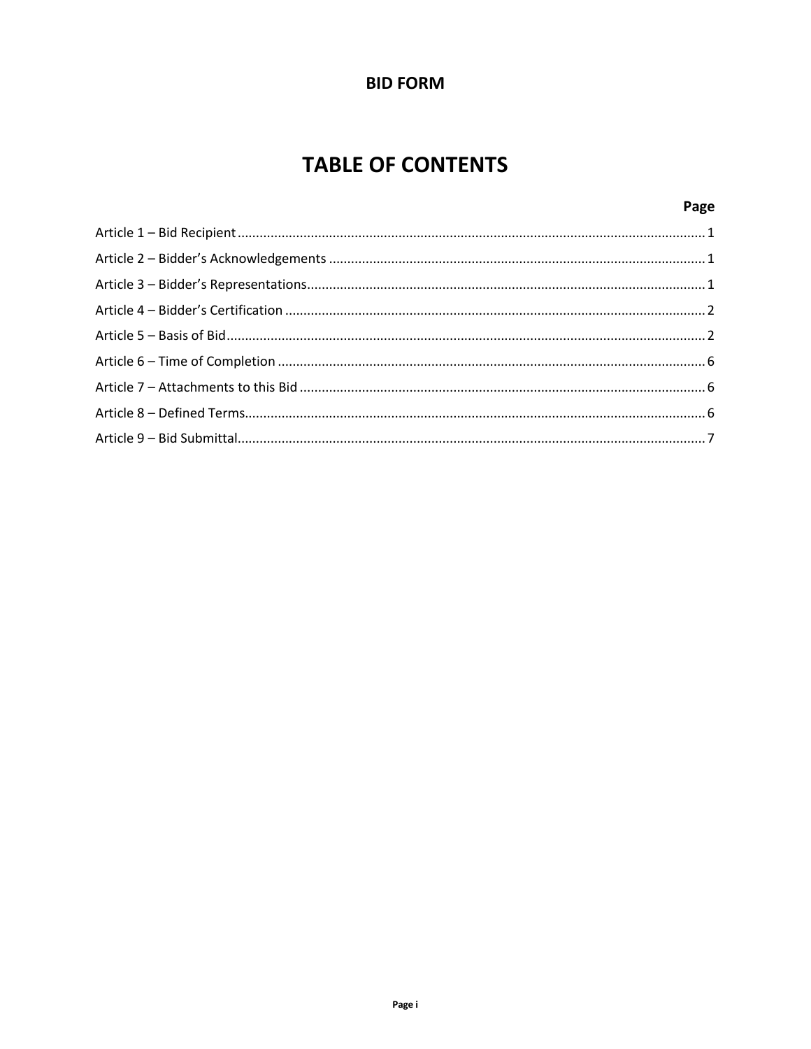**BID FORM**

# TABLE OF CONTENTS

| | Page |
|---|---|
| Article 1 – Bid Recipient | 1 |
| Article 2 – Bidder's Acknowledgements | 1 |
| Article 3 – Bidder's Representations | 1 |
| Article 4 – Bidder's Certification | 2 |
| Article 5 – Basis of Bid | 2 |
| Article 6 – Time of Completion | 6 |
| Article 7 – Attachments to this Bid | 6 |
| Article 8 – Defined Terms | 6 |
| Article 9 – Bid Submittal | 7 |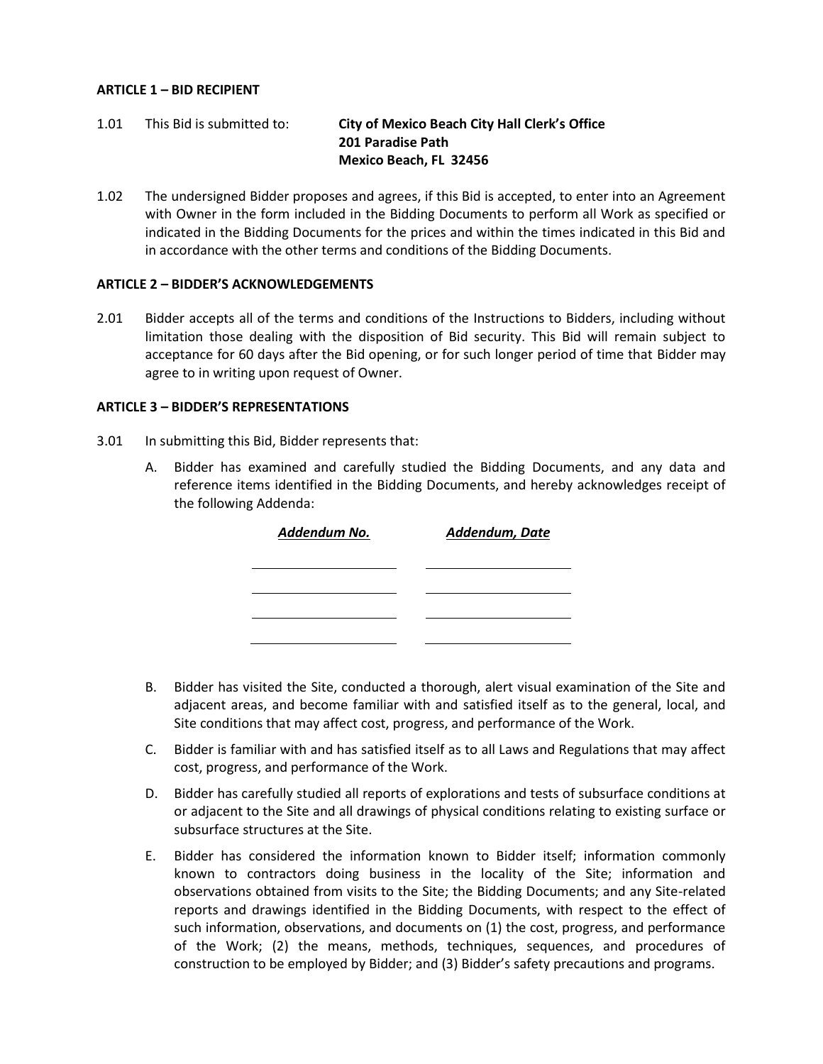**ARTICLE 1 – BID RECIPIENT**

1.01 This Bid is submitted to: **City of Mexico Beach City Hall Clerk's Office**
**201 Paradise Path**
**Mexico Beach, FL 32456**

1.02 The undersigned Bidder proposes and agrees, if this Bid is accepted, to enter into an Agreement with Owner in the form included in the Bidding Documents to perform all Work as specified or indicated in the Bidding Documents for the prices and within the times indicated in this Bid and in accordance with the other terms and conditions of the Bidding Documents.

**ARTICLE 2 – BIDDER'S ACKNOWLEDGEMENTS**

2.01 Bidder accepts all of the terms and conditions of the Instructions to Bidders, including without limitation those dealing with the disposition of Bid security. This Bid will remain subject to acceptance for 60 days after the Bid opening, or for such longer period of time that Bidder may agree to in writing upon request of Owner.

**ARTICLE 3 – BIDDER'S REPRESENTATIONS**

3.01 In submitting this Bid, Bidder represents that:

A. Bidder has examined and carefully studied the Bidding Documents, and any data and reference items identified in the Bidding Documents, and hereby acknowledges receipt of the following Addenda:

| ***Addendum No.*** | ***Addendum, Date*** |
| --- | --- |
| | |
| | |
| | |
| | |

B. Bidder has visited the Site, conducted a thorough, alert visual examination of the Site and adjacent areas, and become familiar with and satisfied itself as to the general, local, and Site conditions that may affect cost, progress, and performance of the Work.

C. Bidder is familiar with and has satisfied itself as to all Laws and Regulations that may affect cost, progress, and performance of the Work.

D. Bidder has carefully studied all reports of explorations and tests of subsurface conditions at or adjacent to the Site and all drawings of physical conditions relating to existing surface or subsurface structures at the Site.

E. Bidder has considered the information known to Bidder itself; information commonly known to contractors doing business in the locality of the Site; information and observations obtained from visits to the Site; the Bidding Documents; and any Site-related reports and drawings identified in the Bidding Documents, with respect to the effect of such information, observations, and documents on (1) the cost, progress, and performance of the Work; (2) the means, methods, techniques, sequences, and procedures of construction to be employed by Bidder; and (3) Bidder's safety precautions and programs.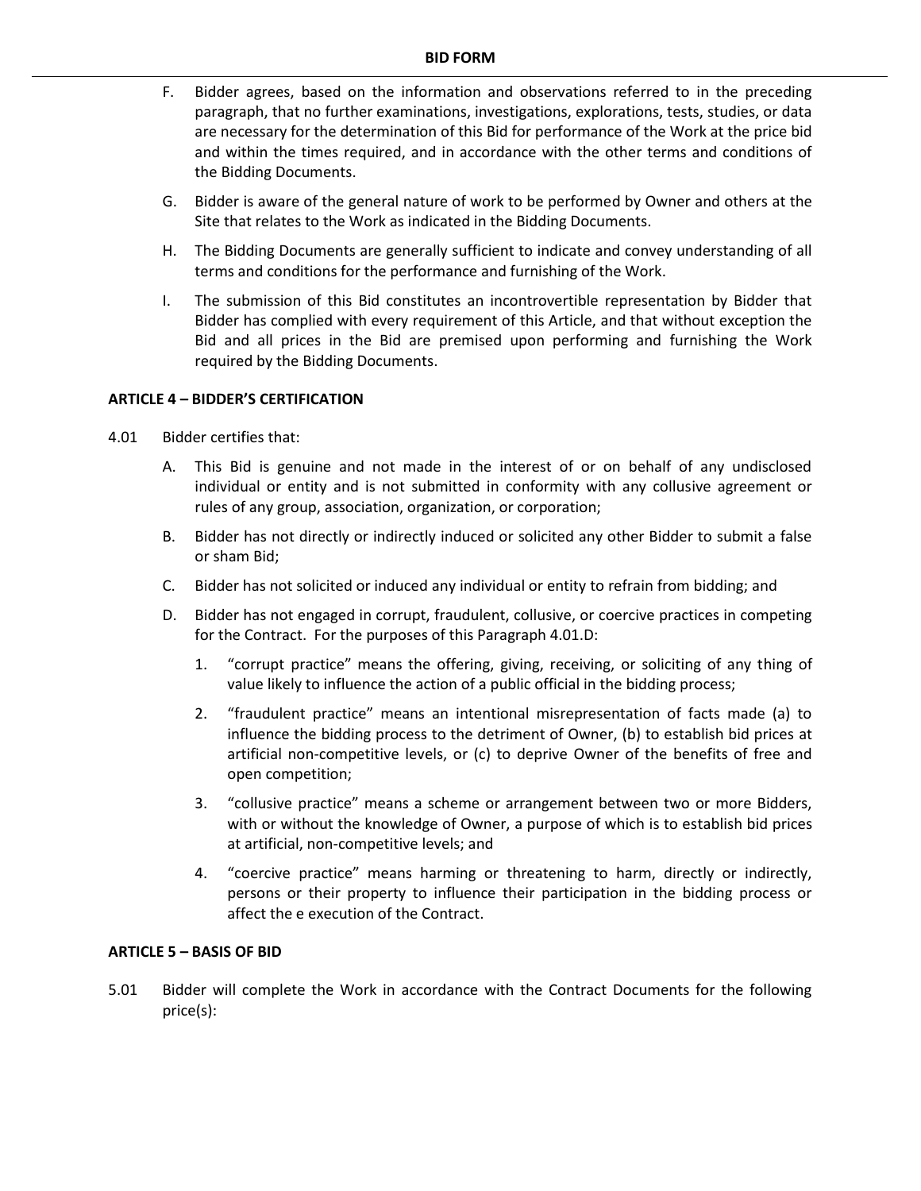F. Bidder agrees, based on the information and observations referred to in the preceding paragraph, that no further examinations, investigations, explorations, tests, studies, or data are necessary for the determination of this Bid for performance of the Work at the price bid and within the times required, and in accordance with the other terms and conditions of the Bidding Documents.

G. Bidder is aware of the general nature of work to be performed by Owner and others at the Site that relates to the Work as indicated in the Bidding Documents.

H. The Bidding Documents are generally sufficient to indicate and convey understanding of all terms and conditions for the performance and furnishing of the Work.

I. The submission of this Bid constitutes an incontrovertible representation by Bidder that Bidder has complied with every requirement of this Article, and that without exception the Bid and all prices in the Bid are premised upon performing and furnishing the Work required by the Bidding Documents.

## ARTICLE 4 – BIDDER'S CERTIFICATION

4.01 Bidder certifies that:

A. This Bid is genuine and not made in the interest of or on behalf of any undisclosed individual or entity and is not submitted in conformity with any collusive agreement or rules of any group, association, organization, or corporation;

B. Bidder has not directly or indirectly induced or solicited any other Bidder to submit a false or sham Bid;

C. Bidder has not solicited or induced any individual or entity to refrain from bidding; and

D. Bidder has not engaged in corrupt, fraudulent, collusive, or coercive practices in competing for the Contract. For the purposes of this Paragraph 4.01.D:

1. "corrupt practice" means the offering, giving, receiving, or soliciting of any thing of value likely to influence the action of a public official in the bidding process;
2. "fraudulent practice" means an intentional misrepresentation of facts made (a) to influence the bidding process to the detriment of Owner, (b) to establish bid prices at artificial non-competitive levels, or (c) to deprive Owner of the benefits of free and open competition;
3. "collusive practice" means a scheme or arrangement between two or more Bidders, with or without the knowledge of Owner, a purpose of which is to establish bid prices at artificial, non-competitive levels; and
4. "coercive practice" means harming or threatening to harm, directly or indirectly, persons or their property to influence their participation in the bidding process or affect the e execution of the Contract.

## ARTICLE 5 – BASIS OF BID

5.01 Bidder will complete the Work in accordance with the Contract Documents for the following price(s):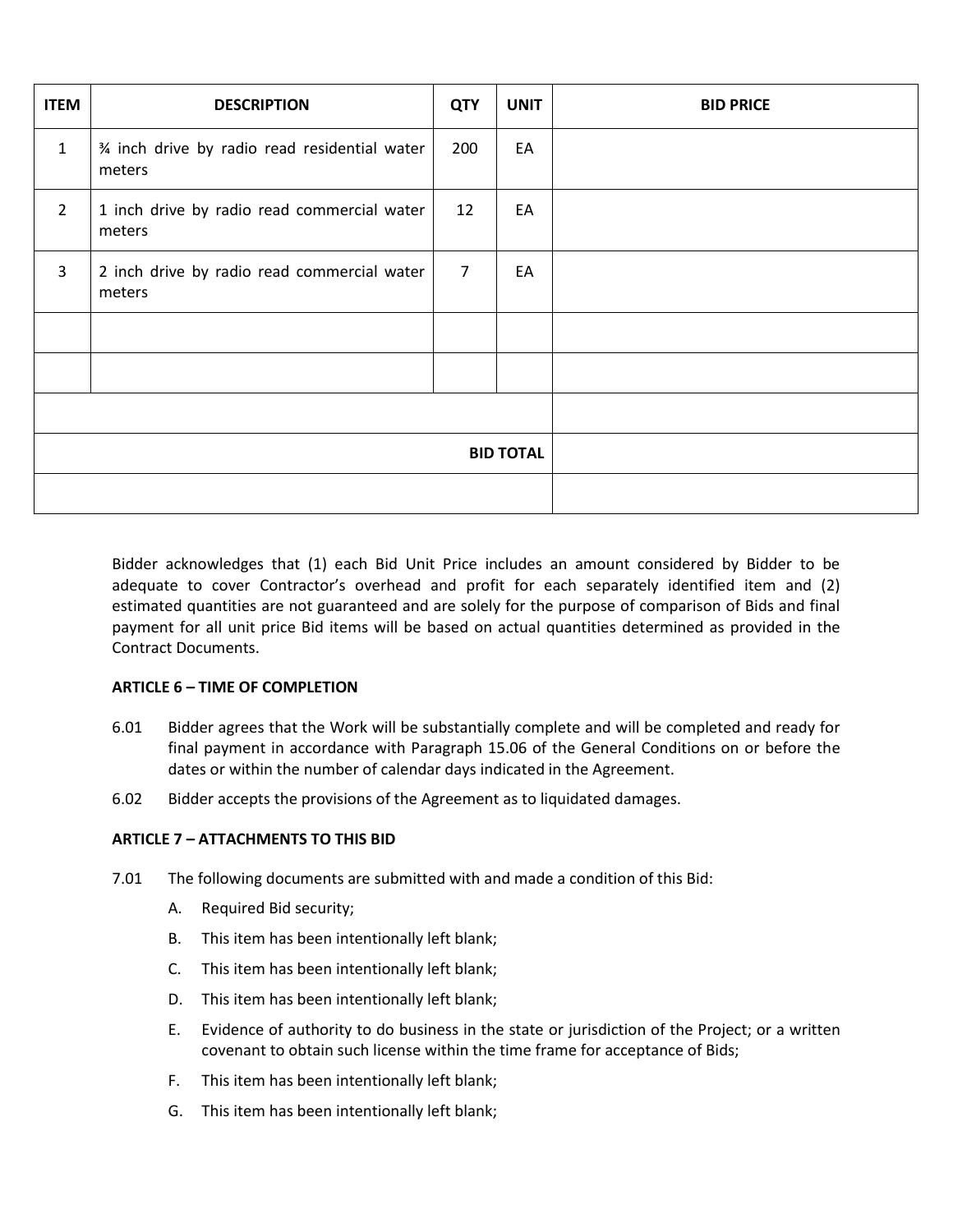| ITEM | DESCRIPTION | QTY | UNIT | BID PRICE |
|---|---|---|---|---|
| 1 | ¾ inch drive by radio read residential water meters | 200 | EA | |
| 2 | 1 inch drive by radio read commercial water meters | 12 | EA | |
| 3 | 2 inch drive by radio read commercial water meters | 7 | EA | |
| | | | | |
| | | | | |
| | | | | |
| | | | **BID TOTAL** | |
| | | | | |

Bidder acknowledges that (1) each Bid Unit Price includes an amount considered by Bidder to be adequate to cover Contractor's overhead and profit for each separately identified item and (2) estimated quantities are not guaranteed and are solely for the purpose of comparison of Bids and final payment for all unit price Bid items will be based on actual quantities determined as provided in the Contract Documents.

**ARTICLE 6 – TIME OF COMPLETION**

6.01 Bidder agrees that the Work will be substantially complete and will be completed and ready for final payment in accordance with Paragraph 15.06 of the General Conditions on or before the dates or within the number of calendar days indicated in the Agreement.

6.02 Bidder accepts the provisions of the Agreement as to liquidated damages.

**ARTICLE 7 – ATTACHMENTS TO THIS BID**

7.01 The following documents are submitted with and made a condition of this Bid:

A. Required Bid security;

B. This item has been intentionally left blank;

C. This item has been intentionally left blank;

D. This item has been intentionally left blank;

E. Evidence of authority to do business in the state or jurisdiction of the Project; or a written covenant to obtain such license within the time frame for acceptance of Bids;

F. This item has been intentionally left blank;

G. This item has been intentionally left blank;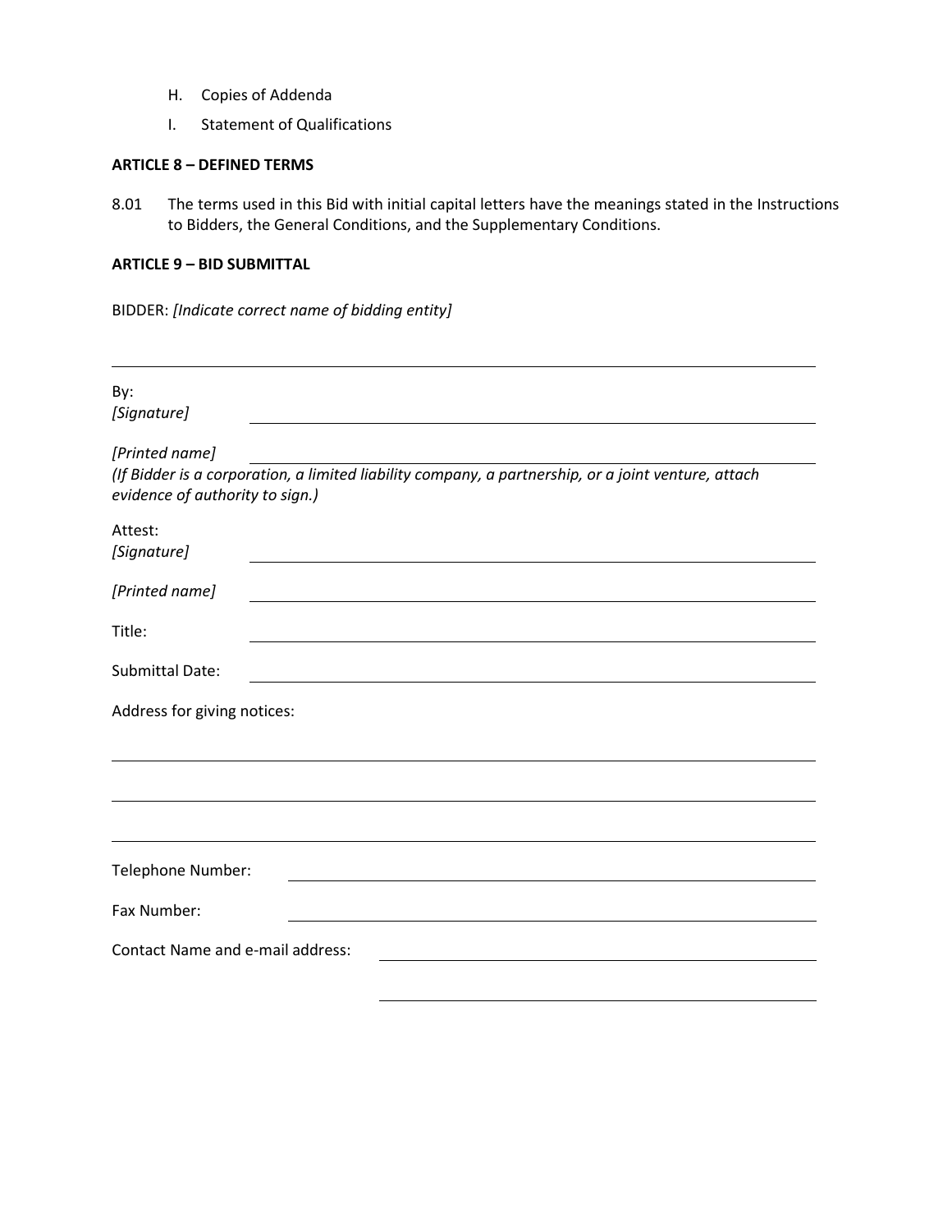H. Copies of Addenda

I. Statement of Qualifications

**ARTICLE 8 – DEFINED TERMS**

8.01 The terms used in this Bid with initial capital letters have the meanings stated in the Instructions to Bidders, the General Conditions, and the Supplementary Conditions.

**ARTICLE 9 – BID SUBMITTAL**

BIDDER: *[Indicate correct name of bidding entity]*

\_\_\_\_\_\_\_\_\_\_\_\_\_\_\_\_\_\_\_\_\_\_\_\_\_\_\_\_\_\_\_\_\_\_\_\_\_\_\_\_

By:
*[Signature]* \_\_\_\_\_\_\_\_\_\_\_\_\_\_\_\_\_\_\_\_\_\_\_\_\_\_\_\_\_\_\_\_

*[Printed name]* \_\_\_\_\_\_\_\_\_\_\_\_\_\_\_\_\_\_\_\_\_\_\_\_\_\_\_\_\_\_\_\_

*(If Bidder is a corporation, a limited liability company, a partnership, or a joint venture, attach evidence of authority to sign.)*

Attest:
*[Signature]* \_\_\_\_\_\_\_\_\_\_\_\_\_\_\_\_\_\_\_\_\_\_\_\_\_\_\_\_\_\_\_\_

*[Printed name]* \_\_\_\_\_\_\_\_\_\_\_\_\_\_\_\_\_\_\_\_\_\_\_\_\_\_\_\_\_\_\_\_

Title: \_\_\_\_\_\_\_\_\_\_\_\_\_\_\_\_\_\_\_\_\_\_\_\_\_\_\_\_\_\_\_\_

Submittal Date: \_\_\_\_\_\_\_\_\_\_\_\_\_\_\_\_\_\_\_\_\_\_\_\_\_\_\_\_\_\_\_\_

Address for giving notices:

\_\_\_\_\_\_\_\_\_\_\_\_\_\_\_\_\_\_\_\_\_\_\_\_\_\_\_\_\_\_\_\_\_\_\_\_\_\_\_\_

\_\_\_\_\_\_\_\_\_\_\_\_\_\_\_\_\_\_\_\_\_\_\_\_\_\_\_\_\_\_\_\_\_\_\_\_\_\_\_\_

\_\_\_\_\_\_\_\_\_\_\_\_\_\_\_\_\_\_\_\_\_\_\_\_\_\_\_\_\_\_\_\_\_\_\_\_\_\_\_\_

Telephone Number: \_\_\_\_\_\_\_\_\_\_\_\_\_\_\_\_\_\_\_\_\_\_\_\_\_\_\_\_\_\_\_\_

Fax Number: \_\_\_\_\_\_\_\_\_\_\_\_\_\_\_\_\_\_\_\_\_\_\_\_\_\_\_\_\_\_\_\_

Contact Name and e-mail address: \_\_\_\_\_\_\_\_\_\_\_\_\_\_\_\_\_\_\_\_\_\_\_\_\_\_\_\_\_\_\_\_

\_\_\_\_\_\_\_\_\_\_\_\_\_\_\_\_\_\_\_\_\_\_\_\_\_\_\_\_\_\_\_\_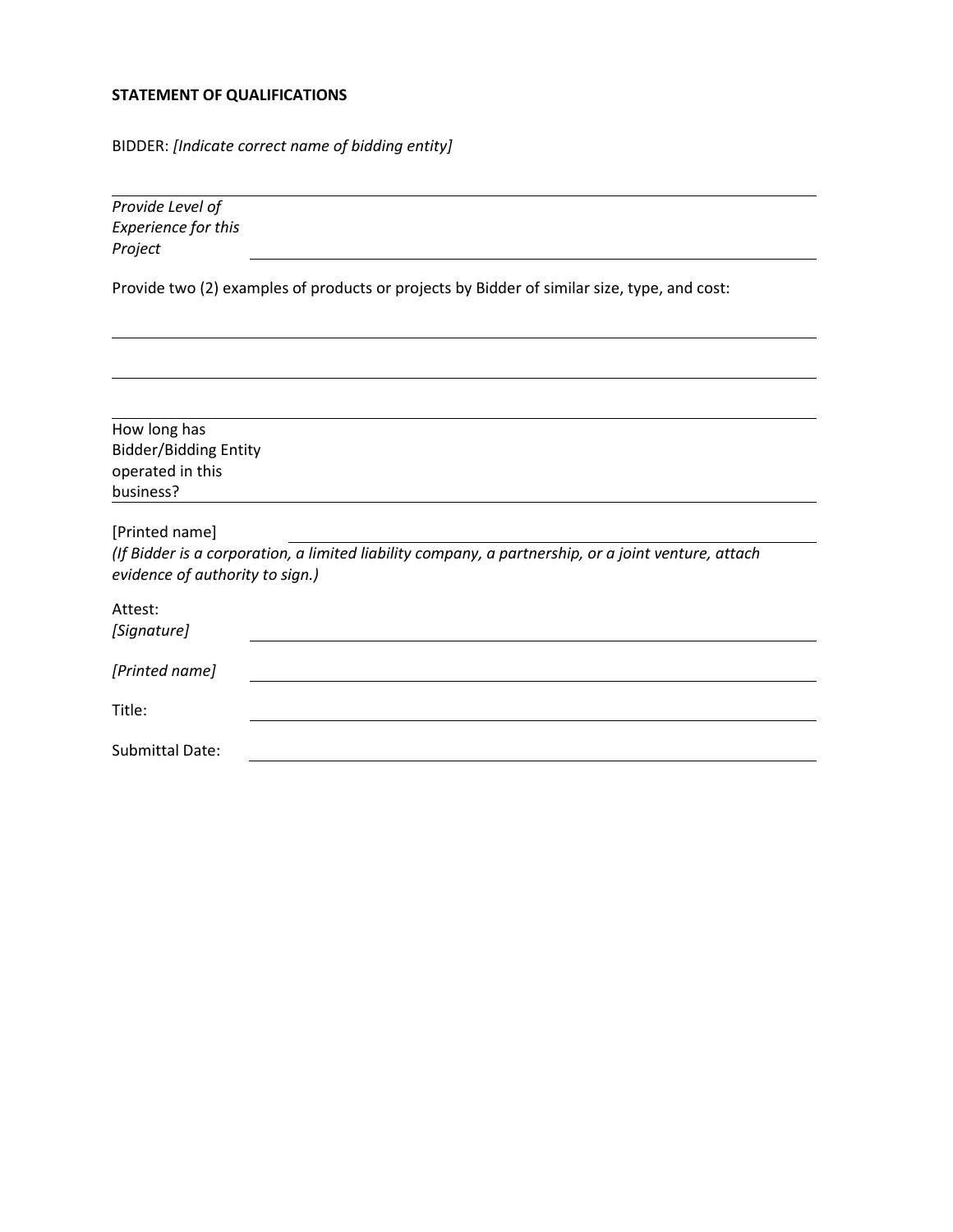**STATEMENT OF QUALIFICATIONS**

BIDDER: *[Indicate correct name of bidding entity]*

*Provide Level of Experience for this Project* \_\_\_\_\_\_\_\_\_\_\_\_\_\_\_\_\_\_\_\_\_\_\_\_\_\_\_\_\_\_\_\_\_\_\_\_\_\_\_\_

Provide two (2) examples of products or projects by Bidder of similar size, type, and cost:

\_\_\_\_\_\_\_\_\_\_\_\_\_\_\_\_\_\_\_\_\_\_\_\_\_\_\_\_\_\_\_\_\_\_\_\_\_\_\_\_\_\_\_\_\_\_\_\_\_\_\_\_\_\_\_\_\_\_\_\_

\_\_\_\_\_\_\_\_\_\_\_\_\_\_\_\_\_\_\_\_\_\_\_\_\_\_\_\_\_\_\_\_\_\_\_\_\_\_\_\_\_\_\_\_\_\_\_\_\_\_\_\_\_\_\_\_\_\_\_\_

How long has Bidder/Bidding Entity operated in this business? \_\_\_\_\_\_\_\_\_\_\_\_\_\_\_\_\_\_\_\_\_\_\_\_\_\_\_\_\_\_\_\_\_\_\_\_\_\_\_\_

[Printed name] \_\_\_\_\_\_\_\_\_\_\_\_\_\_\_\_\_\_\_\_\_\_\_\_\_\_\_\_\_\_\_\_\_\_\_\_\_\_\_\_

*(If Bidder is a corporation, a limited liability company, a partnership, or a joint venture, attach evidence of authority to sign.)*

Attest:
*[Signature]* \_\_\_\_\_\_\_\_\_\_\_\_\_\_\_\_\_\_\_\_\_\_\_\_\_\_\_\_\_\_\_\_\_\_\_\_\_\_\_\_

*[Printed name]* \_\_\_\_\_\_\_\_\_\_\_\_\_\_\_\_\_\_\_\_\_\_\_\_\_\_\_\_\_\_\_\_\_\_\_\_\_\_\_\_

Title: \_\_\_\_\_\_\_\_\_\_\_\_\_\_\_\_\_\_\_\_\_\_\_\_\_\_\_\_\_\_\_\_\_\_\_\_\_\_\_\_

Submittal Date: \_\_\_\_\_\_\_\_\_\_\_\_\_\_\_\_\_\_\_\_\_\_\_\_\_\_\_\_\_\_\_\_\_\_\_\_\_\_\_\_